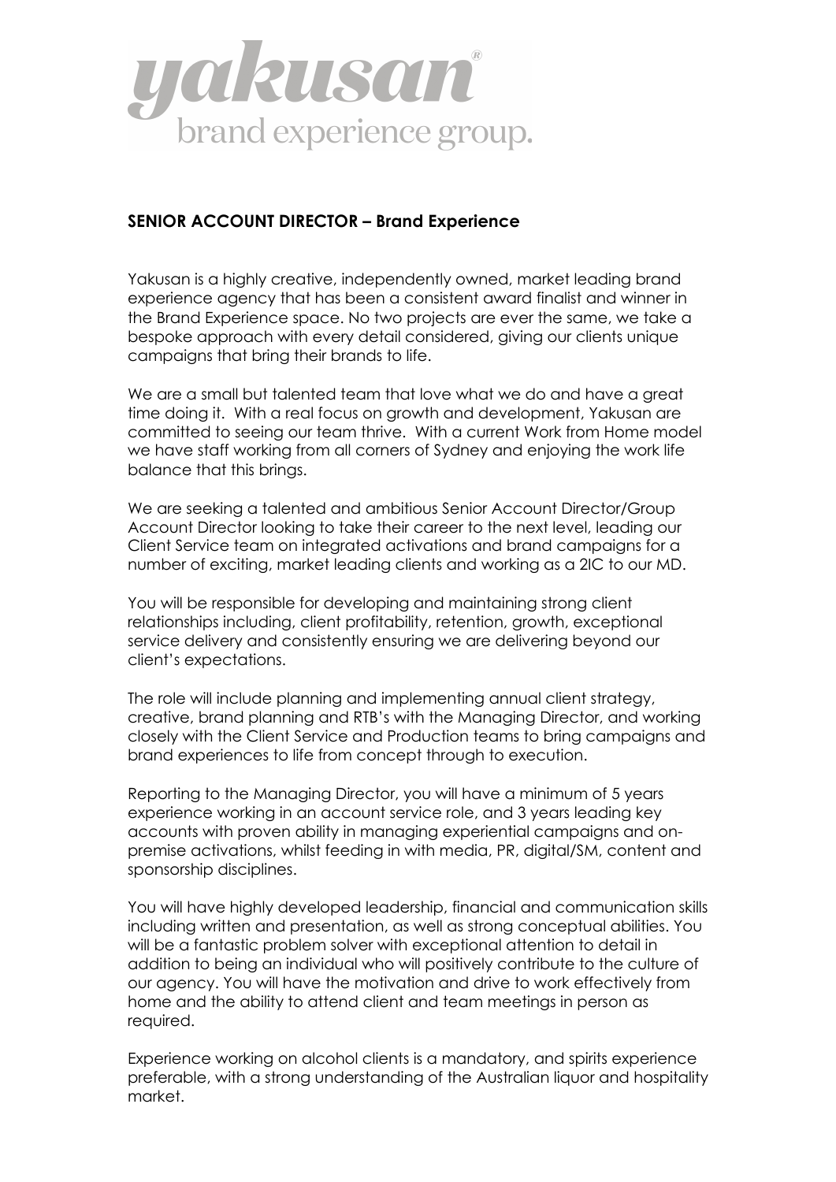yakusan®
brand experience group.

## SENIOR ACCOUNT DIRECTOR – Brand Experience

Yakusan is a highly creative, independently owned, market leading brand experience agency that has been a consistent award finalist and winner in the Brand Experience space. No two projects are ever the same, we take a bespoke approach with every detail considered, giving our clients unique campaigns that bring their brands to life.

We are a small but talented team that love what we do and have a great time doing it. With a real focus on growth and development, Yakusan are committed to seeing our team thrive. With a current Work from Home model we have staff working from all corners of Sydney and enjoying the work life balance that this brings.

We are seeking a talented and ambitious Senior Account Director/Group Account Director looking to take their career to the next level, leading our Client Service team on integrated activations and brand campaigns for a number of exciting, market leading clients and working as a 2IC to our MD.

You will be responsible for developing and maintaining strong client relationships including, client profitability, retention, growth, exceptional service delivery and consistently ensuring we are delivering beyond our client's expectations.

The role will include planning and implementing annual client strategy, creative, brand planning and RTB's with the Managing Director, and working closely with the Client Service and Production teams to bring campaigns and brand experiences to life from concept through to execution.

Reporting to the Managing Director, you will have a minimum of 5 years experience working in an account service role, and 3 years leading key accounts with proven ability in managing experiential campaigns and on-premise activations, whilst feeding in with media, PR, digital/SM, content and sponsorship disciplines.

You will have highly developed leadership, financial and communication skills including written and presentation, as well as strong conceptual abilities. You will be a fantastic problem solver with exceptional attention to detail in addition to being an individual who will positively contribute to the culture of our agency. You will have the motivation and drive to work effectively from home and the ability to attend client and team meetings in person as required.

Experience working on alcohol clients is a mandatory, and spirits experience preferable, with a strong understanding of the Australian liquor and hospitality market.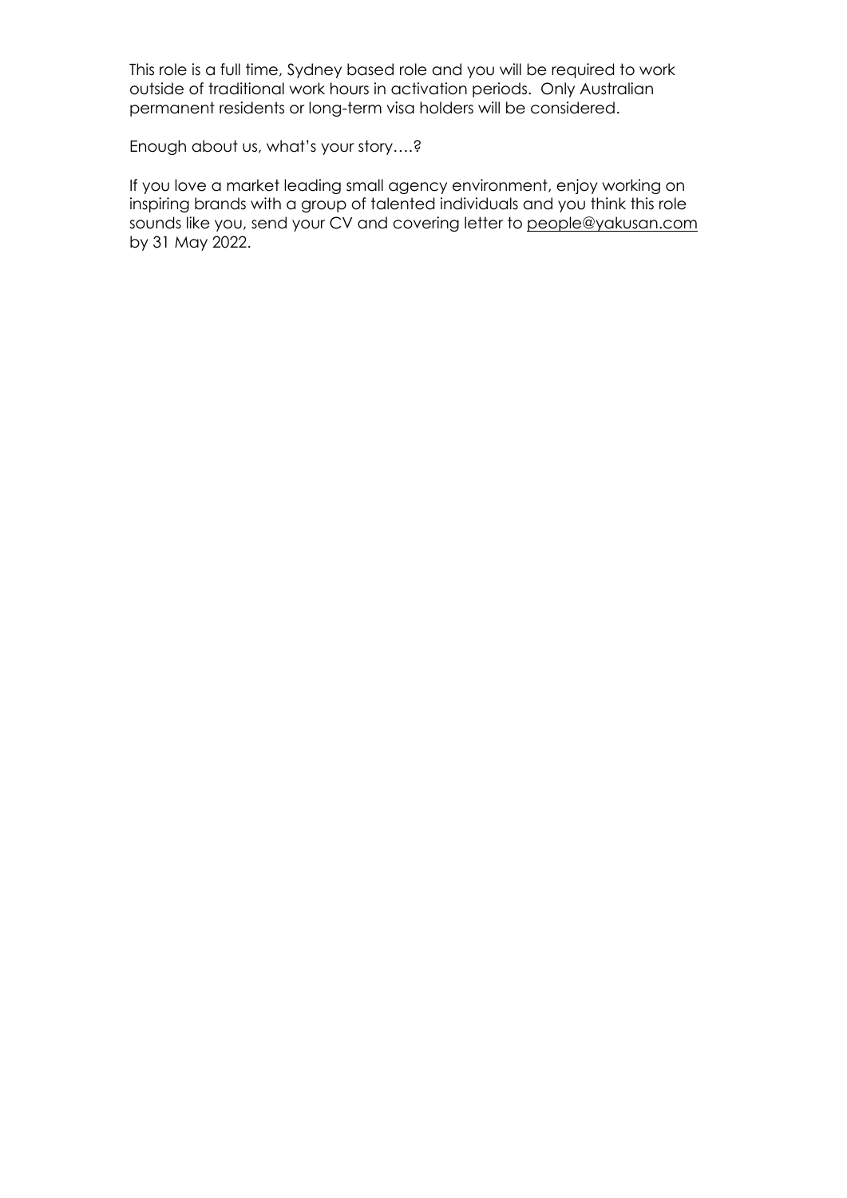This role is a full time, Sydney based role and you will be required to work outside of traditional work hours in activation periods. Only Australian permanent residents or long-term visa holders will be considered.

Enough about us, what's your story….?

If you love a market leading small agency environment, enjoy working on inspiring brands with a group of talented individuals and you think this role sounds like you, send your CV and covering letter to people@yakusan.com by 31 May 2022.